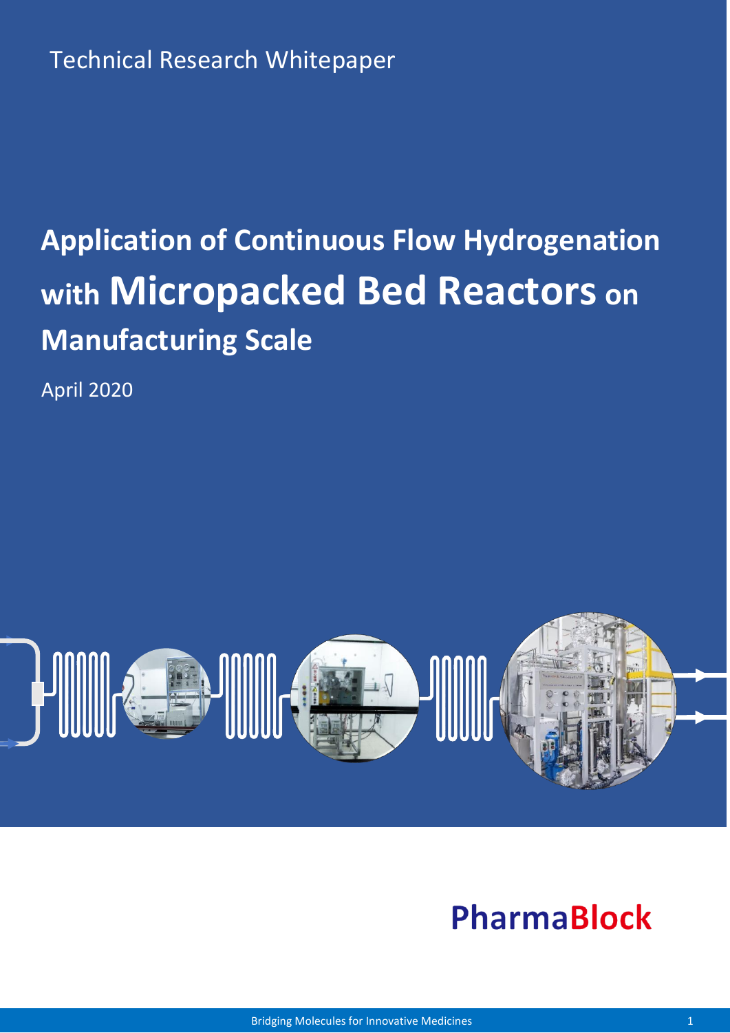Technical Research Whitepaper

# Application of Continuous Flow Hydrogenation with Micropacked Bed Reactors on Manufacturing Scale

April 2020

PharmaBlock

Bridging Molecules for Innovative Medicines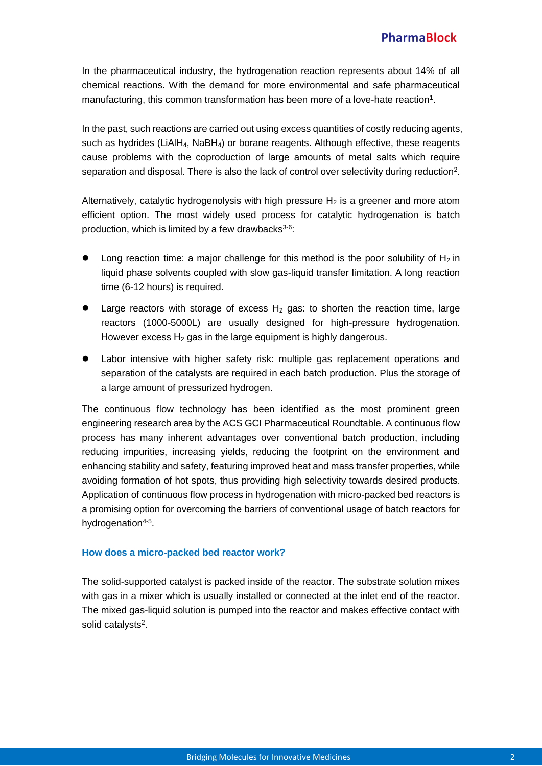In the pharmaceutical industry, the hydrogenation reaction represents about 14% of all chemical reactions. With the demand for more environmental and safe pharmaceutical manufacturing, this common transformation has been more of a love-hate reaction[1].

In the past, such reactions are carried out using excess quantities of costly reducing agents, such as hydrides ($LiAlH_4$, $NaBH_4$) or borane reagents. Although effective, these reagents cause problems with the coproduction of large amounts of metal salts which require separation and disposal. There is also the lack of control over selectivity during reduction[2].

Alternatively, catalytic hydrogenolysis with high pressure $H_2$ is a greener and more atom efficient option. The most widely used process for catalytic hydrogenation is batch production, which is limited by a few drawbacks[3-6]:

- Long reaction time: a major challenge for this method is the poor solubility of $H_2$ in liquid phase solvents coupled with slow gas-liquid transfer limitation. A long reaction time (6-12 hours) is required.
- Large reactors with storage of excess $H_2$ gas: to shorten the reaction time, large reactors (1000-5000L) are usually designed for high-pressure hydrogenation. However excess $H_2$ gas in the large equipment is highly dangerous.
- Labor intensive with higher safety risk: multiple gas replacement operations and separation of the catalysts are required in each batch production. Plus the storage of a large amount of pressurized hydrogen.

The continuous flow technology has been identified as the most prominent green engineering research area by the ACS GCI Pharmaceutical Roundtable. A continuous flow process has many inherent advantages over conventional batch production, including reducing impurities, increasing yields, reducing the footprint on the environment and enhancing stability and safety, featuring improved heat and mass transfer properties, while avoiding formation of hot spots, thus providing high selectivity towards desired products. Application of continuous flow process in hydrogenation with micro-packed bed reactors is a promising option for overcoming the barriers of conventional usage of batch reactors for hydrogenation[4-5].

### How does a micro-packed bed reactor work?

The solid-supported catalyst is packed inside of the reactor. The substrate solution mixes with gas in a mixer which is usually installed or connected at the inlet end of the reactor. The mixed gas-liquid solution is pumped into the reactor and makes effective contact with solid catalysts[2].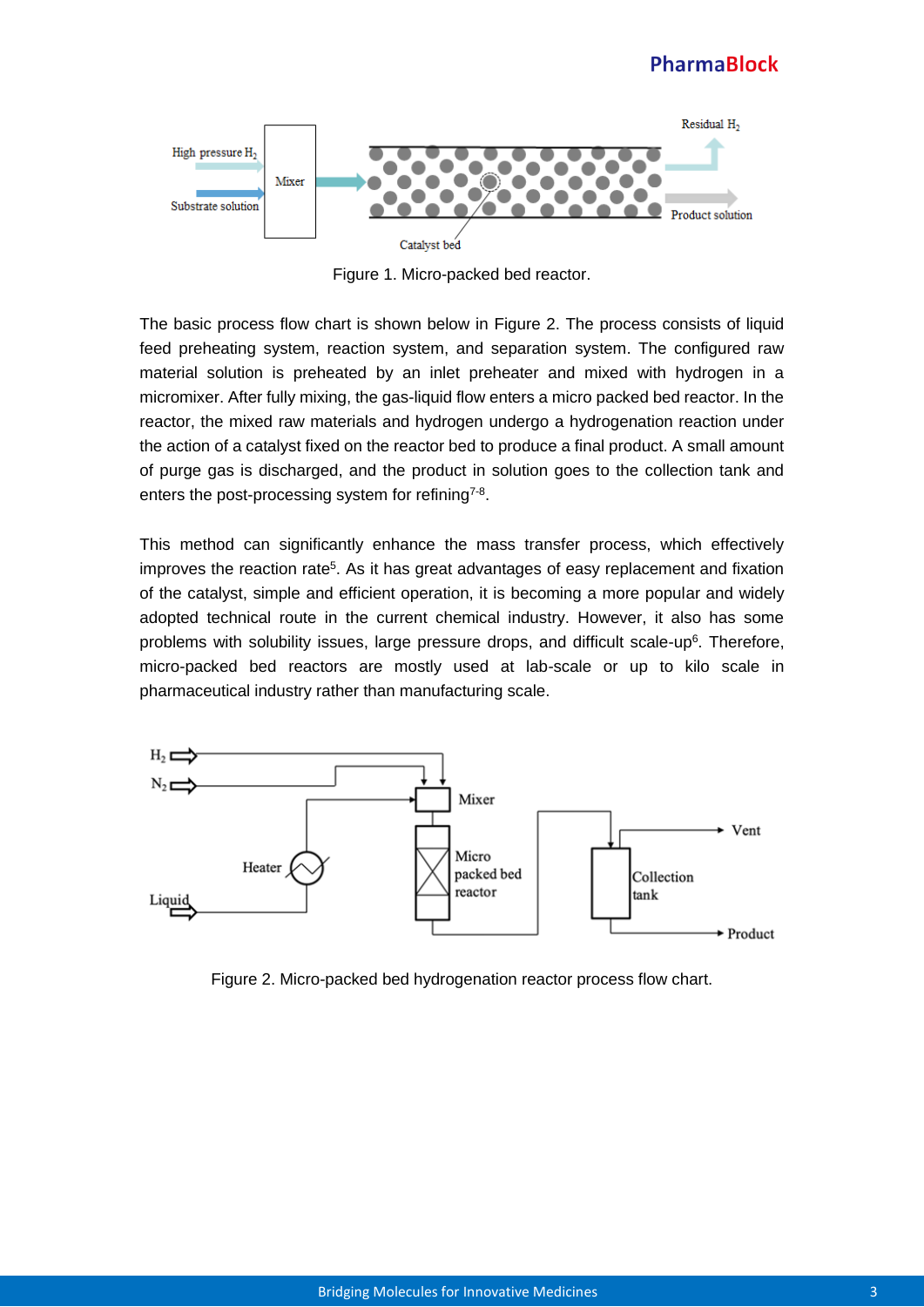Figure 1. Micro-packed bed reactor.

The basic process flow chart is shown below in Figure 2. The process consists of liquid feed preheating system, reaction system, and separation system. The configured raw material solution is preheated by an inlet preheater and mixed with hydrogen in a micromixer. After fully mixing, the gas-liquid flow enters a micro packed bed reactor. In the reactor, the mixed raw materials and hydrogen undergo a hydrogenation reaction under the action of a catalyst fixed on the reactor bed to produce a final product. A small amount of purge gas is discharged, and the product in solution goes to the collection tank and enters the post-processing system for refining[7-8].

This method can significantly enhance the mass transfer process, which effectively improves the reaction rate[5]. As it has great advantages of easy replacement and fixation of the catalyst, simple and efficient operation, it is becoming a more popular and widely adopted technical route in the current chemical industry. However, it also has some problems with solubility issues, large pressure drops, and difficult scale-up[6]. Therefore, micro-packed bed reactors are mostly used at lab-scale or up to kilo scale in pharmaceutical industry rather than manufacturing scale.

Figure 2. Micro-packed bed hydrogenation reactor process flow chart.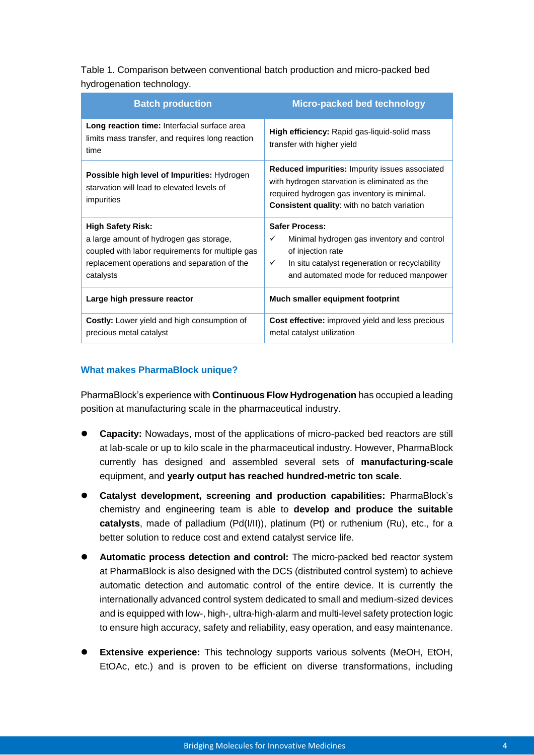Table 1. Comparison between conventional batch production and micro-packed bed hydrogenation technology.

| Batch production | Micro-packed bed technology |
|---|---|
| **Long reaction time:** Interfacial surface area limits mass transfer, and requires long reaction time | **High efficiency:** Rapid gas-liquid-solid mass transfer with higher yield |
| **Possible high level of Impurities:** Hydrogen starvation will lead to elevated levels of impurities | **Reduced impurities:** Impurity issues associated with hydrogen starvation is eliminated as the required hydrogen gas inventory is minimal. **Consistent quality**: with no batch variation |
| **High Safety Risk:** a large amount of hydrogen gas storage, coupled with labor requirements for multiple gas replacement operations and separation of the catalysts | **Safer Process:** ✓ Minimal hydrogen gas inventory and control of injection rate ✓ In situ catalyst regeneration or recyclability and automated mode for reduced manpower |
| **Large high pressure reactor** | **Much smaller equipment footprint** |
| **Costly:** Lower yield and high consumption of precious metal catalyst | **Cost effective:** improved yield and less precious metal catalyst utilization |

### What makes PharmaBlock unique?

PharmaBlock's experience with **Continuous Flow Hydrogenation** has occupied a leading position at manufacturing scale in the pharmaceutical industry.

- **Capacity:** Nowadays, most of the applications of micro-packed bed reactors are still at lab-scale or up to kilo scale in the pharmaceutical industry. However, PharmaBlock currently has designed and assembled several sets of **manufacturing-scale** equipment, and **yearly output has reached hundred-metric ton scale**.
- **Catalyst development, screening and production capabilities:** PharmaBlock's chemistry and engineering team is able to **develop and produce the suitable catalysts**, made of palladium (Pd(I/II)), platinum (Pt) or ruthenium (Ru), etc., for a better solution to reduce cost and extend catalyst service life.
- **Automatic process detection and control:** The micro-packed bed reactor system at PharmaBlock is also designed with the DCS (distributed control system) to achieve automatic detection and automatic control of the entire device. It is currently the internationally advanced control system dedicated to small and medium-sized devices and is equipped with low-, high-, ultra-high-alarm and multi-level safety protection logic to ensure high accuracy, safety and reliability, easy operation, and easy maintenance.
- **Extensive experience:** This technology supports various solvents (MeOH, EtOH, EtOAc, etc.) and is proven to be efficient on diverse transformations, including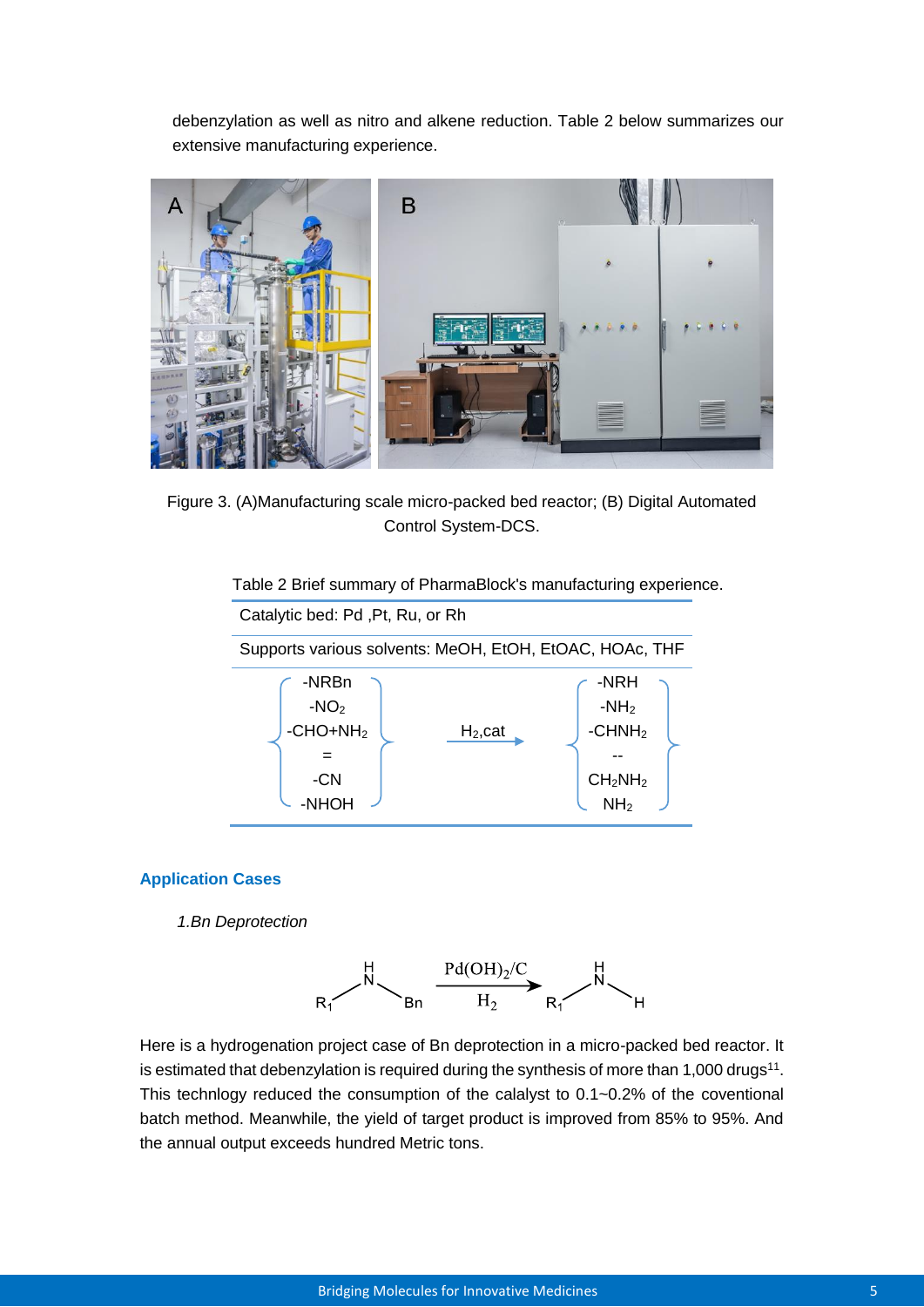debenzylation as well as nitro and alkene reduction. Table 2 below summarizes our extensive manufacturing experience.

Figure 3. (A)Manufacturing scale micro-packed bed reactor; (B) Digital Automated Control System-DCS.

Table 2 Brief summary of PharmaBlock's manufacturing experience.

| Catalytic bed: Pd ,Pt, Ru, or Rh | | |
|---|---|---|
| Supports various solvents: MeOH, EtOH, EtOAC, HOAc, THF | | |
| -NRBn<br>$-NO_2$<br>$-CHO+NH_2$<br>=<br>-CN<br>-NHOH | $H_2$,cat → | -NRH<br>$-NH_2$<br>$-CHNH_2$<br>--<br>$CH_2NH_2$<br>$NH_2$ |

## Application Cases

*1.Bn Deprotection*

$$R_1-NH-Bn \xrightarrow[H_2]{Pd(OH)_2/C} R_1-NH-H$$

Here is a hydrogenation project case of Bn deprotection in a micro-packed bed reactor. It is estimated that debenzylation is required during the synthesis of more than 1,000 drugs[11]. This technlogy reduced the consumption of the calalyst to 0.1~0.2% of the coventional batch method. Meanwhile, the yield of target product is improved from 85% to 95%. And the annual output exceeds hundred Metric tons.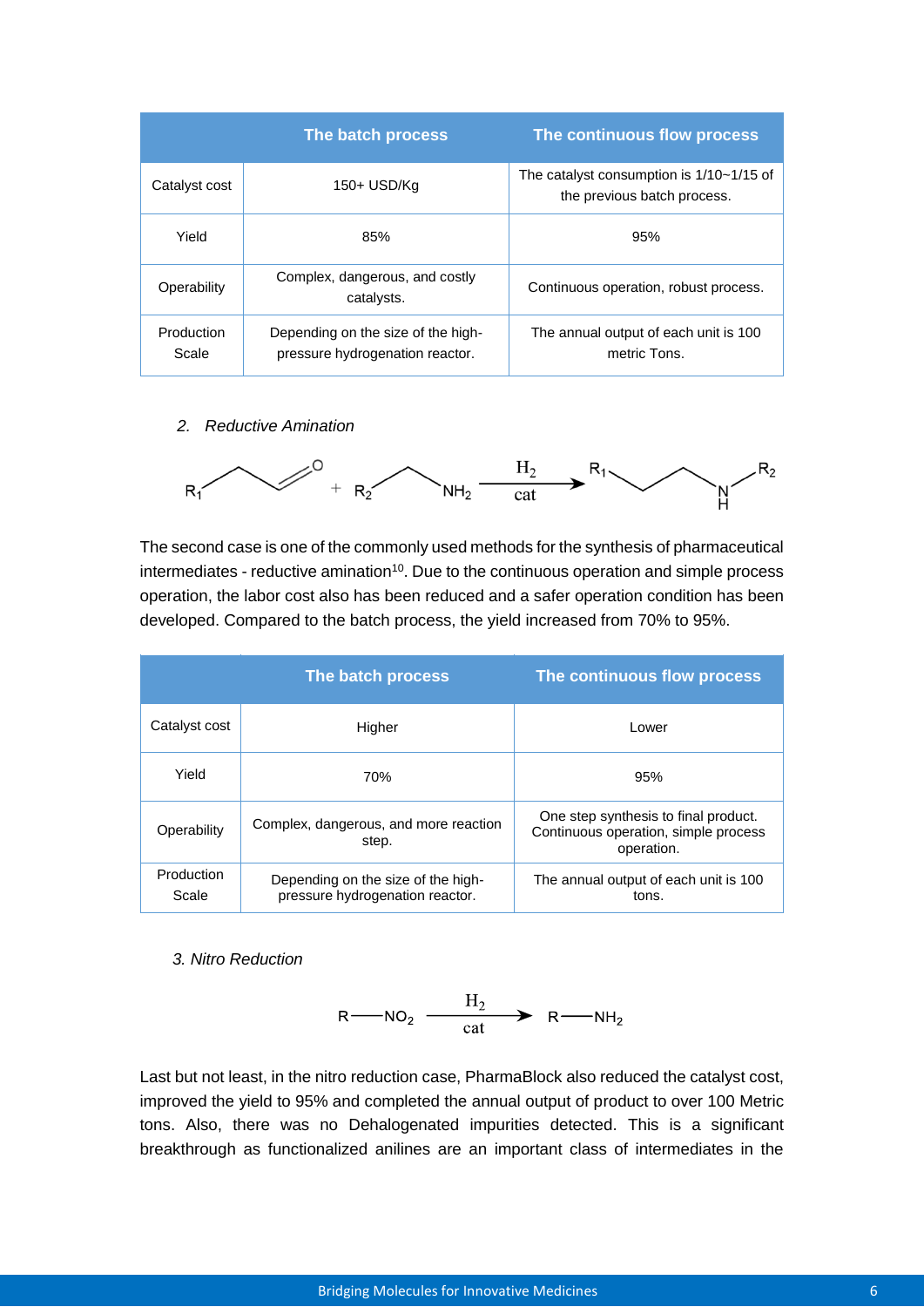| | The batch process | The continuous flow process |
|---|---|---|
| Catalyst cost | 150+ USD/Kg | The catalyst consumption is 1/10~1/15 of the previous batch process. |
| Yield | 85% | 95% |
| Operability | Complex, dangerous, and costly catalysts. | Continuous operation, robust process. |
| Production Scale | Depending on the size of the high-pressure hydrogenation reactor. | The annual output of each unit is 100 metric Tons. |

*2. Reductive Amination*

$$R_1CH_2CH_2CHO + R_2CH_2CH_2NH_2 \xrightarrow[\text{cat}]{H_2} R_1CH_2CH_2CH_2NHCH_2CH_2R_2$$

The second case is one of the commonly used methods for the synthesis of pharmaceutical intermediates - reductive amination[10]. Due to the continuous operation and simple process operation, the labor cost also has been reduced and a safer operation condition has been developed. Compared to the batch process, the yield increased from 70% to 95%.

| | The batch process | The continuous flow process |
|---|---|---|
| Catalyst cost | Higher | Lower |
| Yield | 70% | 95% |
| Operability | Complex, dangerous, and more reaction step. | One step synthesis to final product. Continuous operation, simple process operation. |
| Production Scale | Depending on the size of the high-pressure hydrogenation reactor. | The annual output of each unit is 100 tons. |

*3. Nitro Reduction*

$$R{-}NO_2 \xrightarrow[\text{cat}]{H_2} R{-}NH_2$$

Last but not least, in the nitro reduction case, PharmaBlock also reduced the catalyst cost, improved the yield to 95% and completed the annual output of product to over 100 Metric tons. Also, there was no Dehalogenated impurities detected. This is a significant breakthrough as functionalized anilines are an important class of intermediates in the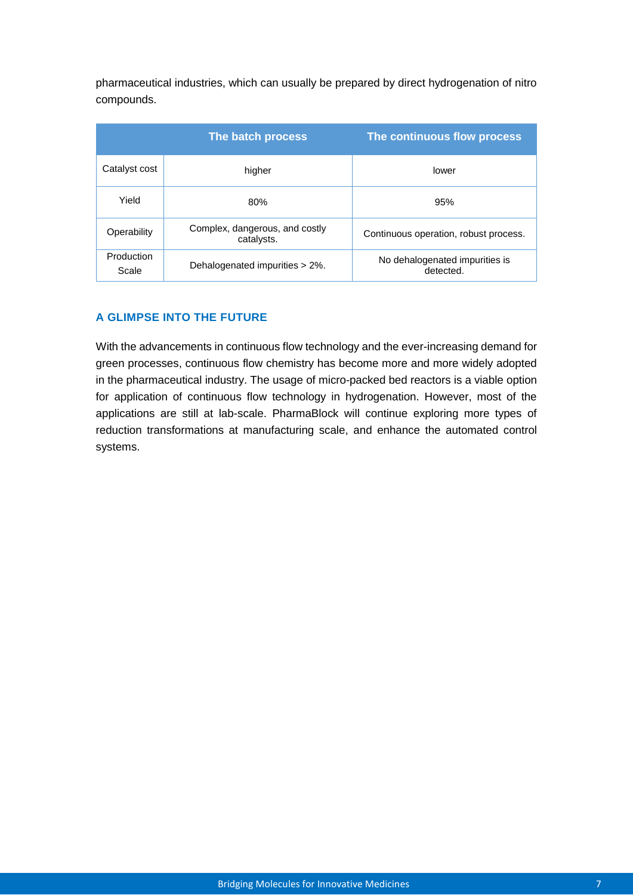pharmaceutical industries, which can usually be prepared by direct hydrogenation of nitro compounds.

| | The batch process | The continuous flow process |
|---|---|---|
| Catalyst cost | higher | lower |
| Yield | 80% | 95% |
| Operability | Complex, dangerous, and costly catalysts. | Continuous operation, robust process. |
| Production Scale | Dehalogenated impurities > 2%. | No dehalogenated impurities is detected. |

## A GLIMPSE INTO THE FUTURE

With the advancements in continuous flow technology and the ever-increasing demand for green processes, continuous flow chemistry has become more and more widely adopted in the pharmaceutical industry. The usage of micro-packed bed reactors is a viable option for application of continuous flow technology in hydrogenation. However, most of the applications are still at lab-scale. PharmaBlock will continue exploring more types of reduction transformations at manufacturing scale, and enhance the automated control systems.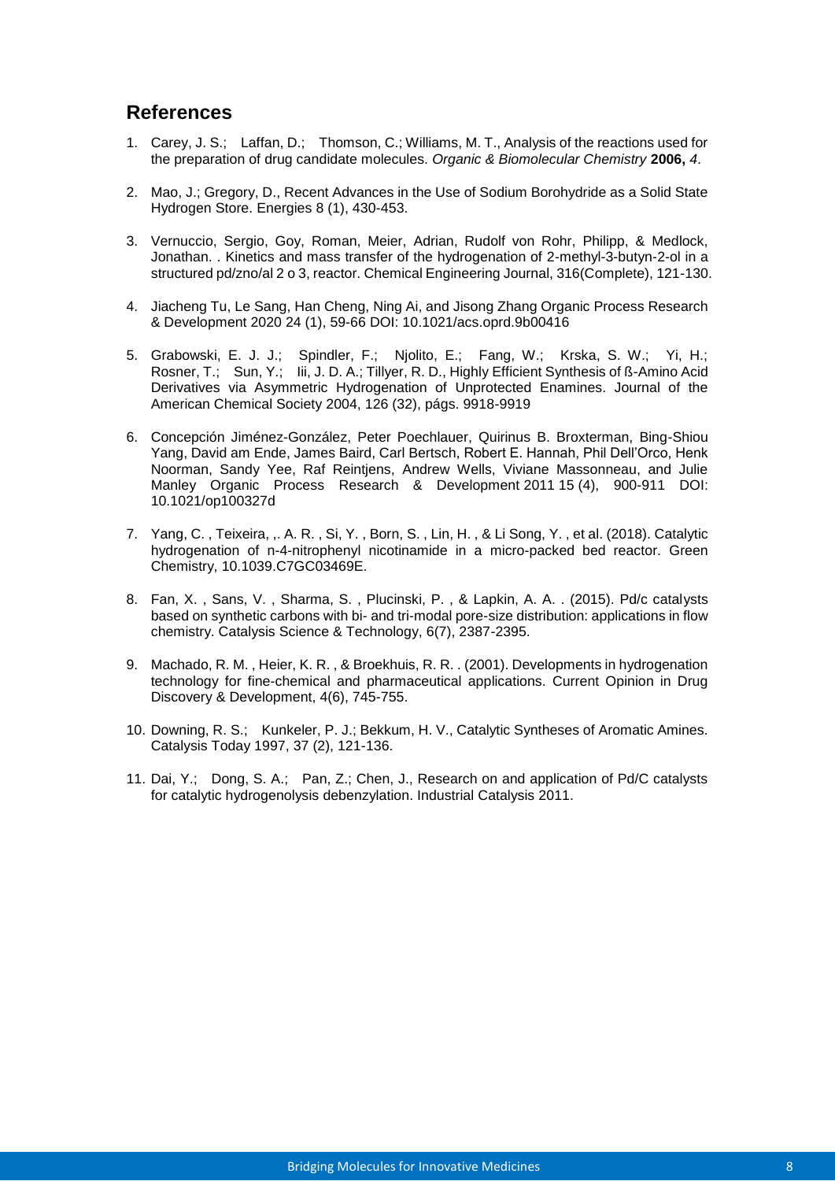## References

1. Carey, J. S.; Laffan, D.; Thomson, C.; Williams, M. T., Analysis of the reactions used for the preparation of drug candidate molecules. *Organic & Biomolecular Chemistry* **2006,** *4*.

2. Mao, J.; Gregory, D., Recent Advances in the Use of Sodium Borohydride as a Solid State Hydrogen Store. Energies 8 (1), 430-453.

3. Vernuccio, Sergio, Goy, Roman, Meier, Adrian, Rudolf von Rohr, Philipp, & Medlock, Jonathan. . Kinetics and mass transfer of the hydrogenation of 2-methyl-3-butyn-2-ol in a structured pd/zno/al 2 o 3, reactor. Chemical Engineering Journal, 316(Complete), 121-130.

4. Jiacheng Tu, Le Sang, Han Cheng, Ning Ai, and Jisong Zhang Organic Process Research & Development 2020 24 (1), 59-66 DOI: 10.1021/acs.oprd.9b00416

5. Grabowski, E. J. J.; Spindler, F.; Njolito, E.; Fang, W.; Krska, S. W.; Yi, H.; Rosner, T.; Sun, Y.; Iii, J. D. A.; Tillyer, R. D., Highly Efficient Synthesis of ß-Amino Acid Derivatives via Asymmetric Hydrogenation of Unprotected Enamines. Journal of the American Chemical Society 2004, 126 (32), págs. 9918-9919

6. Concepción Jiménez-González, Peter Poechlauer, Quirinus B. Broxterman, Bing-Shiou Yang, David am Ende, James Baird, Carl Bertsch, Robert E. Hannah, Phil Dell'Orco, Henk Noorman, Sandy Yee, Raf Reintjens, Andrew Wells, Viviane Massonneau, and Julie Manley Organic Process Research & Development 2011 15 (4), 900-911 DOI: 10.1021/op100327d

7. Yang, C. , Teixeira, ,. A. R. , Si, Y. , Born, S. , Lin, H. , & Li Song, Y. , et al. (2018). Catalytic hydrogenation of n-4-nitrophenyl nicotinamide in a micro-packed bed reactor. Green Chemistry, 10.1039.C7GC03469E.

8. Fan, X. , Sans, V. , Sharma, S. , Plucinski, P. , & Lapkin, A. A. . (2015). Pd/c catalysts based on synthetic carbons with bi- and tri-modal pore-size distribution: applications in flow chemistry. Catalysis Science & Technology, 6(7), 2387-2395.

9. Machado, R. M. , Heier, K. R. , & Broekhuis, R. R. . (2001). Developments in hydrogenation technology for fine-chemical and pharmaceutical applications. Current Opinion in Drug Discovery & Development, 4(6), 745-755.

10. Downing, R. S.; Kunkeler, P. J.; Bekkum, H. V., Catalytic Syntheses of Aromatic Amines. Catalysis Today 1997, 37 (2), 121-136.

11. Dai, Y.; Dong, S. A.; Pan, Z.; Chen, J., Research on and application of Pd/C catalysts for catalytic hydrogenolysis debenzylation. Industrial Catalysis 2011.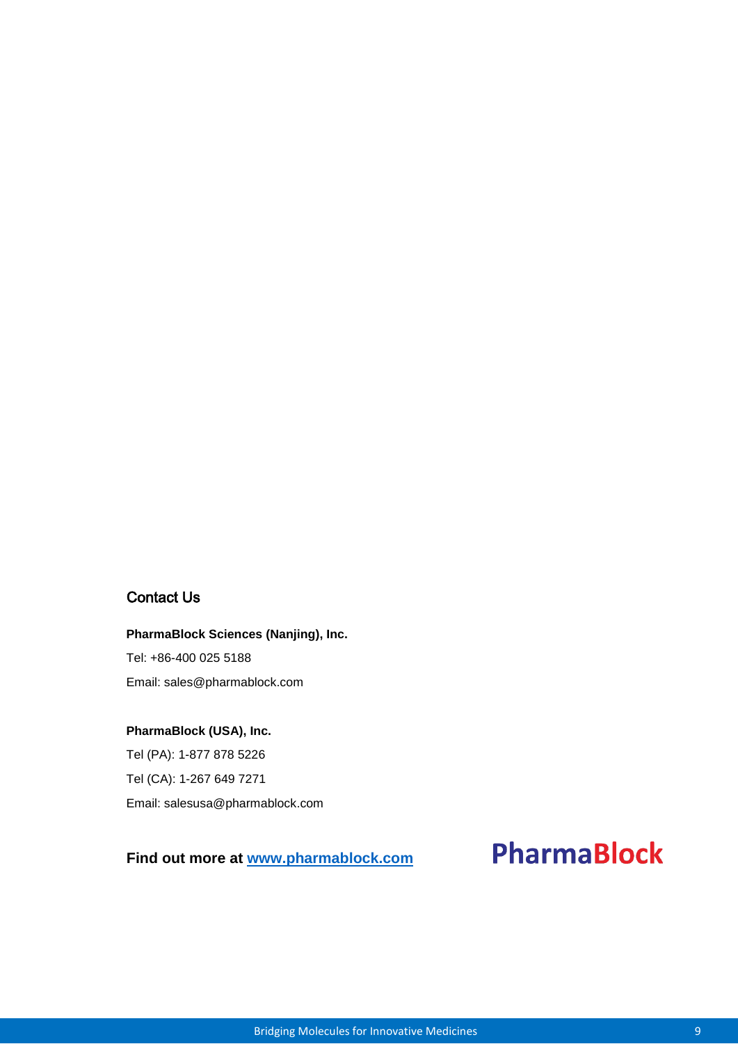## Contact Us

**PharmaBlock Sciences (Nanjing), Inc.**

Tel: +86-400 025 5188

Email: sales@pharmablock.com

**PharmaBlock (USA), Inc.**

Tel (PA): 1-877 878 5226

Tel (CA): 1-267 649 7271

Email: salesusa@pharmablock.com

**Find out more at [www.pharmablock.com](http://www.pharmablock.com)**

PharmaBlock